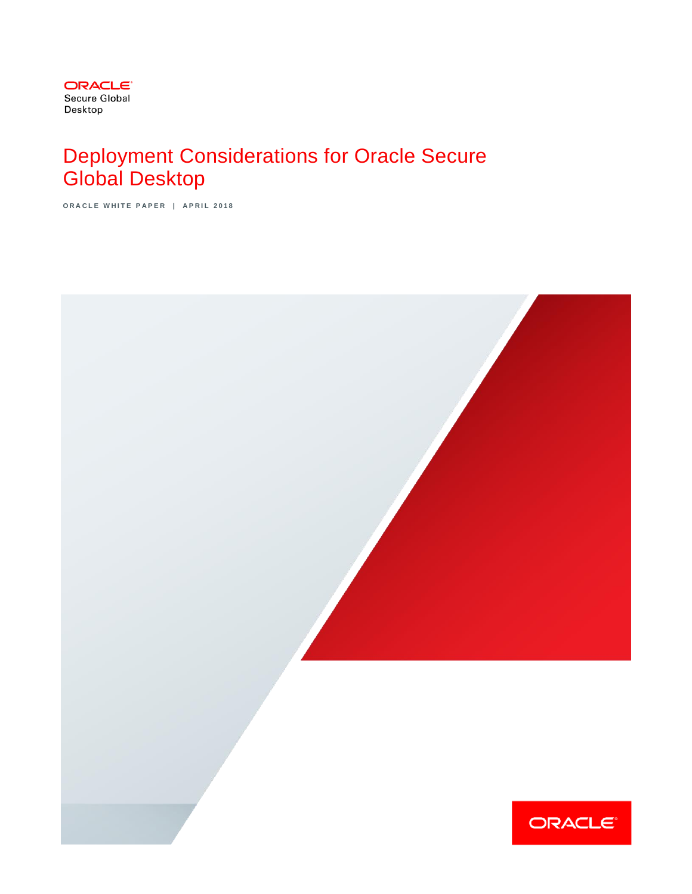ORACLE
Secure Global
Desktop

# Deployment Considerations for Oracle Secure Global Desktop

ORACLE WHITE PAPER | APRIL 2018

ORACLE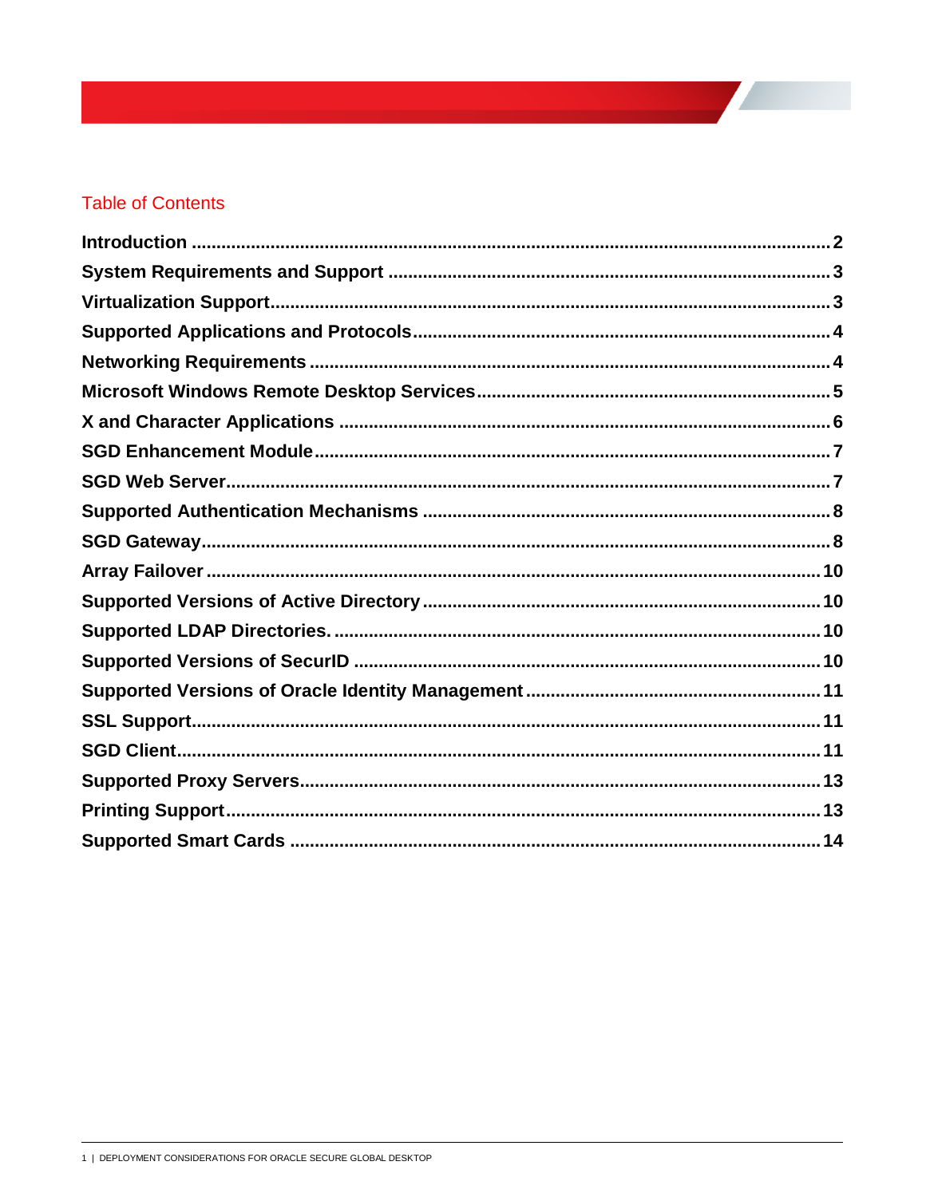## Table of Contents

| | |
|---|---|
| **Introduction** | **2** |
| **System Requirements and Support** | **3** |
| **Virtualization Support** | **3** |
| **Supported Applications and Protocols** | **4** |
| **Networking Requirements** | **4** |
| **Microsoft Windows Remote Desktop Services** | **5** |
| **X and Character Applications** | **6** |
| **SGD Enhancement Module** | **7** |
| **SGD Web Server** | **7** |
| **Supported Authentication Mechanisms** | **8** |
| **SGD Gateway** | **8** |
| **Array Failover** | **10** |
| **Supported Versions of Active Directory** | **10** |
| **Supported LDAP Directories.** | **10** |
| **Supported Versions of SecurID** | **10** |
| **Supported Versions of Oracle Identity Management** | **11** |
| **SSL Support** | **11** |
| **SGD Client** | **11** |
| **Supported Proxy Servers** | **13** |
| **Printing Support** | **13** |
| **Supported Smart Cards** | **14** |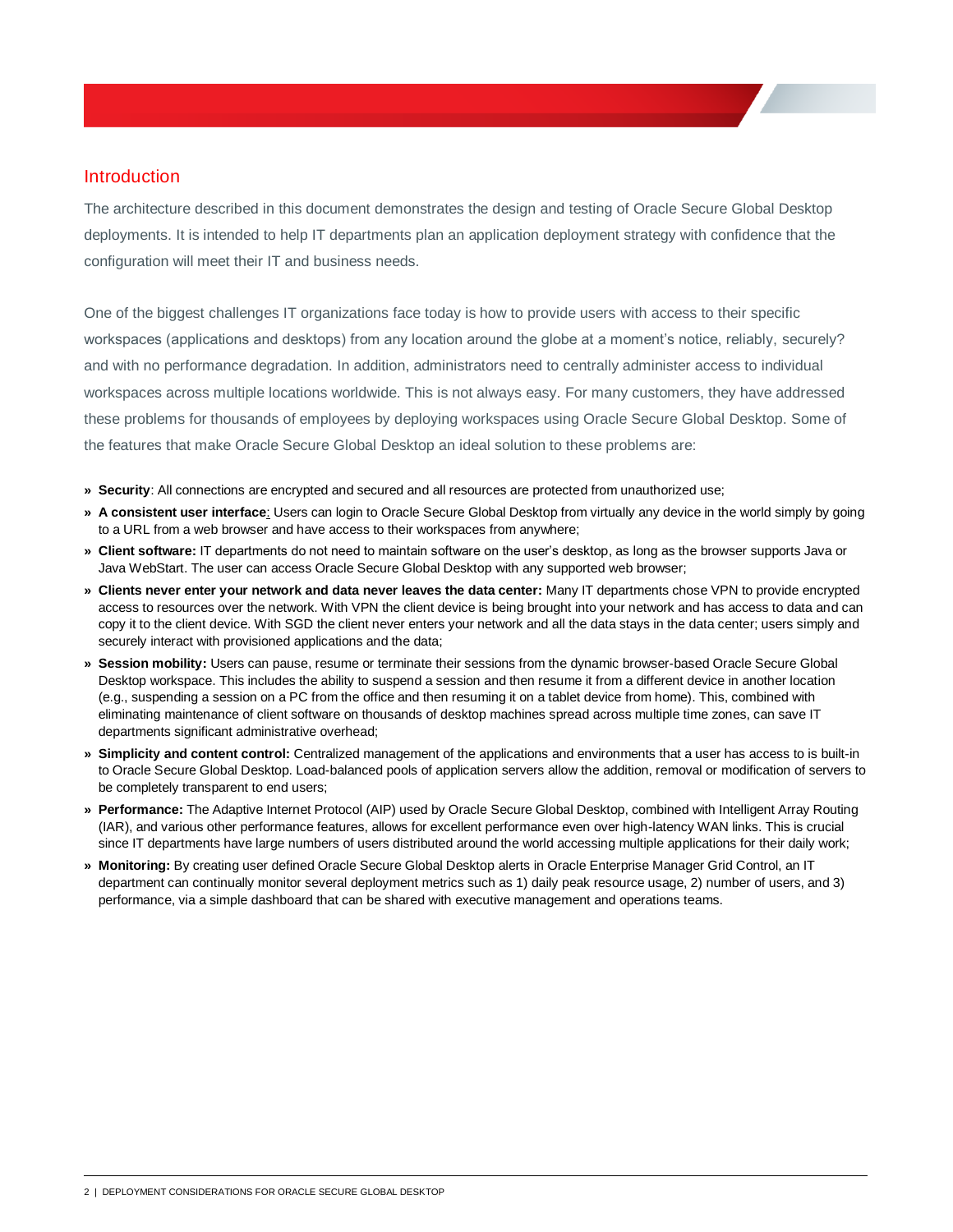## Introduction

The architecture described in this document demonstrates the design and testing of Oracle Secure Global Desktop deployments. It is intended to help IT departments plan an application deployment strategy with confidence that the configuration will meet their IT and business needs.

One of the biggest challenges IT organizations face today is how to provide users with access to their specific workspaces (applications and desktops) from any location around the globe at a moment's notice, reliably, securely? and with no performance degradation. In addition, administrators need to centrally administer access to individual workspaces across multiple locations worldwide. This is not always easy. For many customers, they have addressed these problems for thousands of employees by deploying workspaces using Oracle Secure Global Desktop. Some of the features that make Oracle Secure Global Desktop an ideal solution to these problems are:

- **Security**: All connections are encrypted and secured and all resources are protected from unauthorized use;
- **A consistent user interface**: Users can login to Oracle Secure Global Desktop from virtually any device in the world simply by going to a URL from a web browser and have access to their workspaces from anywhere;
- **Client software:** IT departments do not need to maintain software on the user's desktop, as long as the browser supports Java or Java WebStart. The user can access Oracle Secure Global Desktop with any supported web browser;
- **Clients never enter your network and data never leaves the data center:** Many IT departments chose VPN to provide encrypted access to resources over the network. With VPN the client device is being brought into your network and has access to data and can copy it to the client device. With SGD the client never enters your network and all the data stays in the data center; users simply and securely interact with provisioned applications and the data;
- **Session mobility:** Users can pause, resume or terminate their sessions from the dynamic browser-based Oracle Secure Global Desktop workspace. This includes the ability to suspend a session and then resume it from a different device in another location (e.g., suspending a session on a PC from the office and then resuming it on a tablet device from home). This, combined with eliminating maintenance of client software on thousands of desktop machines spread across multiple time zones, can save IT departments significant administrative overhead;
- **Simplicity and content control:** Centralized management of the applications and environments that a user has access to is built-in to Oracle Secure Global Desktop. Load-balanced pools of application servers allow the addition, removal or modification of servers to be completely transparent to end users;
- **Performance:** The Adaptive Internet Protocol (AIP) used by Oracle Secure Global Desktop, combined with Intelligent Array Routing (IAR), and various other performance features, allows for excellent performance even over high-latency WAN links. This is crucial since IT departments have large numbers of users distributed around the world accessing multiple applications for their daily work;
- **Monitoring:** By creating user defined Oracle Secure Global Desktop alerts in Oracle Enterprise Manager Grid Control, an IT department can continually monitor several deployment metrics such as 1) daily peak resource usage, 2) number of users, and 3) performance, via a simple dashboard that can be shared with executive management and operations teams.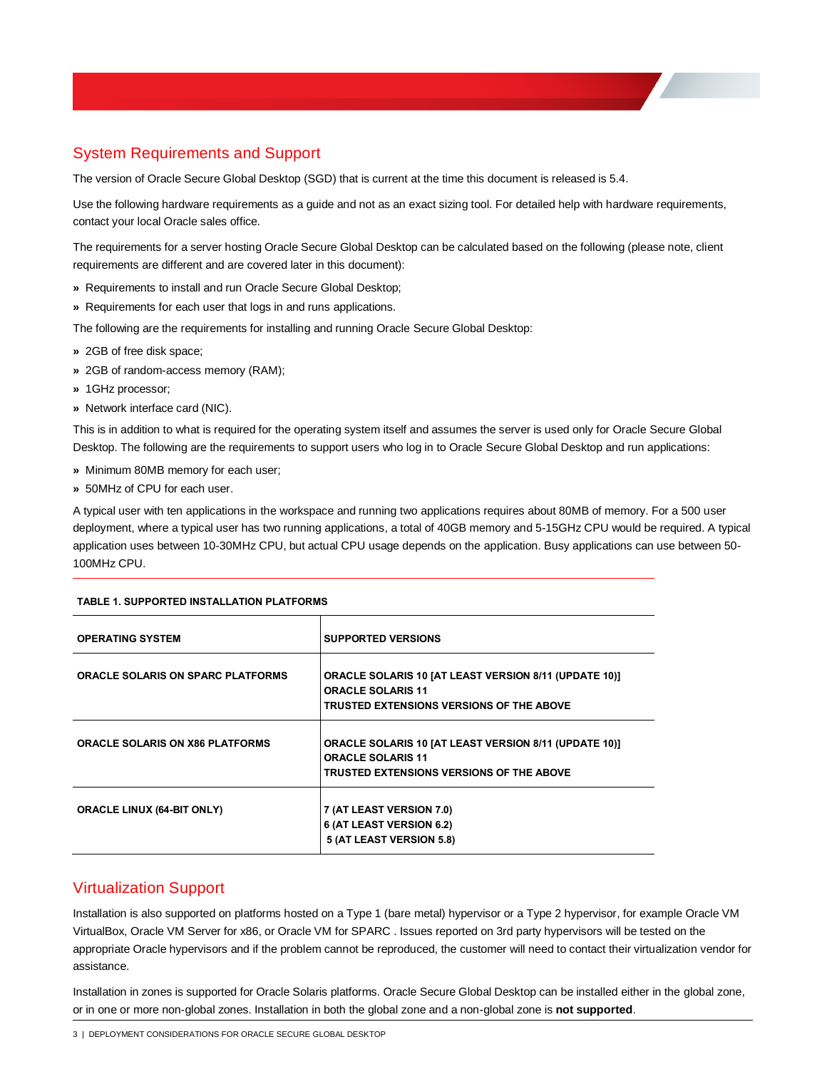## System Requirements and Support

The version of Oracle Secure Global Desktop (SGD) that is current at the time this document is released is 5.4.

Use the following hardware requirements as a guide and not as an exact sizing tool. For detailed help with hardware requirements, contact your local Oracle sales office.

The requirements for a server hosting Oracle Secure Global Desktop can be calculated based on the following (please note, client requirements are different and are covered later in this document):

- Requirements to install and run Oracle Secure Global Desktop;
- Requirements for each user that logs in and runs applications.

The following are the requirements for installing and running Oracle Secure Global Desktop:

- 2GB of free disk space;
- 2GB of random-access memory (RAM);
- 1GHz processor;
- Network interface card (NIC).

This is in addition to what is required for the operating system itself and assumes the server is used only for Oracle Secure Global Desktop. The following are the requirements to support users who log in to Oracle Secure Global Desktop and run applications:

- Minimum 80MB memory for each user;
- 50MHz of CPU for each user.

A typical user with ten applications in the workspace and running two applications requires about 80MB of memory. For a 500 user deployment, where a typical user has two running applications, a total of 40GB memory and 5-15GHz CPU would be required. A typical application uses between 10-30MHz CPU, but actual CPU usage depends on the application. Busy applications can use between 50-100MHz CPU.

**TABLE 1. SUPPORTED INSTALLATION PLATFORMS**

| OPERATING SYSTEM | SUPPORTED VERSIONS |
|---|---|
| ORACLE SOLARIS ON SPARC PLATFORMS | ORACLE SOLARIS 10 [AT LEAST VERSION 8/11 (UPDATE 10)]<br>ORACLE SOLARIS 11<br>TRUSTED EXTENSIONS VERSIONS OF THE ABOVE |
| ORACLE SOLARIS ON X86 PLATFORMS | ORACLE SOLARIS 10 [AT LEAST VERSION 8/11 (UPDATE 10)]<br>ORACLE SOLARIS 11<br>TRUSTED EXTENSIONS VERSIONS OF THE ABOVE |
| ORACLE LINUX (64-BIT ONLY) | 7 (AT LEAST VERSION 7.0)<br>6 (AT LEAST VERSION 6.2)<br>5 (AT LEAST VERSION 5.8) |

## Virtualization Support

Installation is also supported on platforms hosted on a Type 1 (bare metal) hypervisor or a Type 2 hypervisor, for example Oracle VM VirtualBox, Oracle VM Server for x86, or Oracle VM for SPARC . Issues reported on 3rd party hypervisors will be tested on the appropriate Oracle hypervisors and if the problem cannot be reproduced, the customer will need to contact their virtualization vendor for assistance.

Installation in zones is supported for Oracle Solaris platforms. Oracle Secure Global Desktop can be installed either in the global zone, or in one or more non-global zones. Installation in both the global zone and a non-global zone is **not supported**.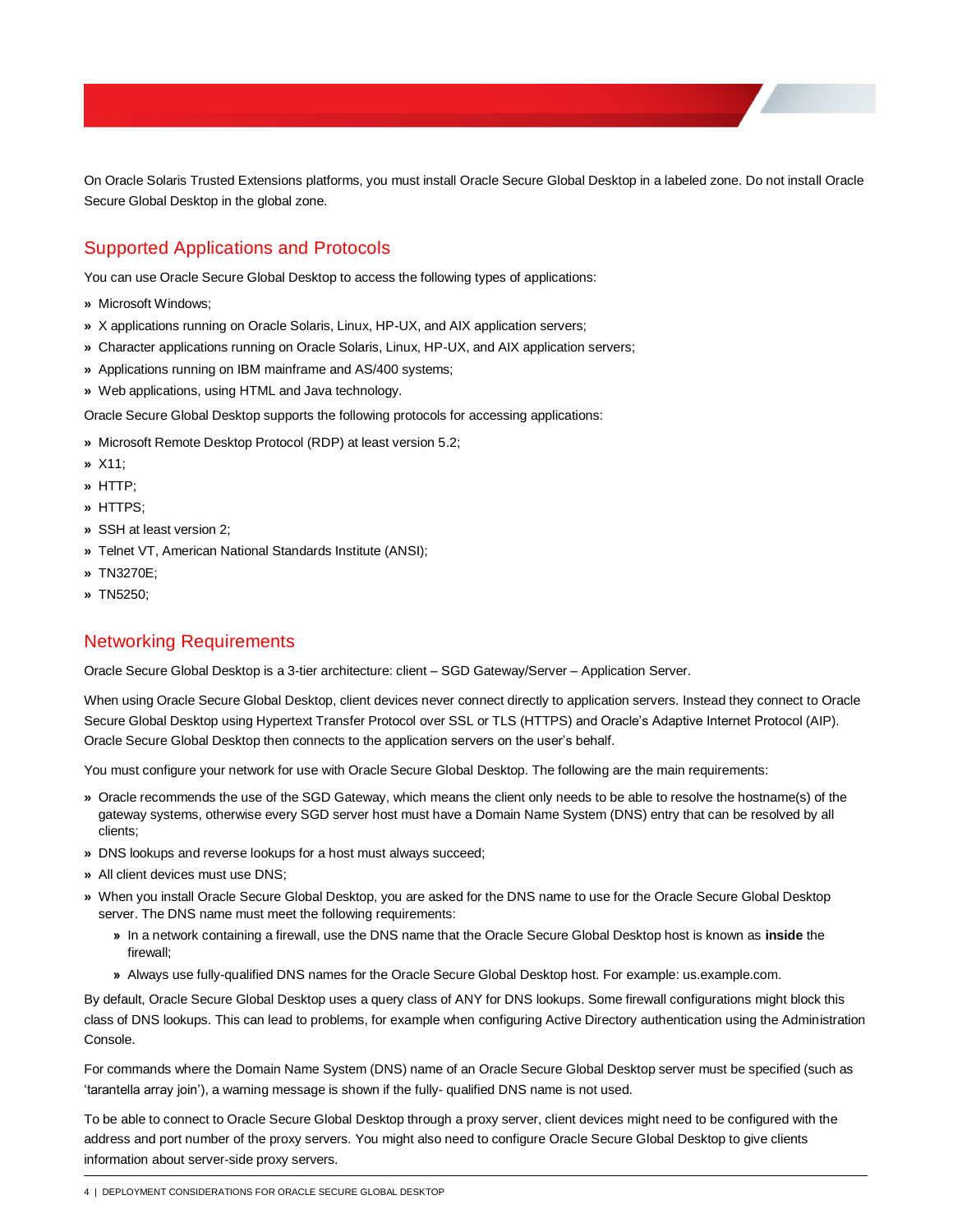On Oracle Solaris Trusted Extensions platforms, you must install Oracle Secure Global Desktop in a labeled zone. Do not install Oracle Secure Global Desktop in the global zone.

## Supported Applications and Protocols

You can use Oracle Secure Global Desktop to access the following types of applications:

- Microsoft Windows;
- X applications running on Oracle Solaris, Linux, HP-UX, and AIX application servers;
- Character applications running on Oracle Solaris, Linux, HP-UX, and AIX application servers;
- Applications running on IBM mainframe and AS/400 systems;
- Web applications, using HTML and Java technology.

Oracle Secure Global Desktop supports the following protocols for accessing applications:

- Microsoft Remote Desktop Protocol (RDP) at least version 5.2;
- X11;
- HTTP;
- HTTPS;
- SSH at least version 2;
- Telnet VT, American National Standards Institute (ANSI);
- TN3270E;
- TN5250;

## Networking Requirements

Oracle Secure Global Desktop is a 3-tier architecture: client – SGD Gateway/Server – Application Server.

When using Oracle Secure Global Desktop, client devices never connect directly to application servers. Instead they connect to Oracle Secure Global Desktop using Hypertext Transfer Protocol over SSL or TLS (HTTPS) and Oracle's Adaptive Internet Protocol (AIP). Oracle Secure Global Desktop then connects to the application servers on the user's behalf.

You must configure your network for use with Oracle Secure Global Desktop. The following are the main requirements:

- Oracle recommends the use of the SGD Gateway, which means the client only needs to be able to resolve the hostname(s) of the gateway systems, otherwise every SGD server host must have a Domain Name System (DNS) entry that can be resolved by all clients;
- DNS lookups and reverse lookups for a host must always succeed;
- All client devices must use DNS;
- When you install Oracle Secure Global Desktop, you are asked for the DNS name to use for the Oracle Secure Global Desktop server. The DNS name must meet the following requirements:
  - In a network containing a firewall, use the DNS name that the Oracle Secure Global Desktop host is known as **inside** the firewall;
  - Always use fully-qualified DNS names for the Oracle Secure Global Desktop host. For example: us.example.com.

By default, Oracle Secure Global Desktop uses a query class of ANY for DNS lookups. Some firewall configurations might block this class of DNS lookups. This can lead to problems, for example when configuring Active Directory authentication using the Administration Console.

For commands where the Domain Name System (DNS) name of an Oracle Secure Global Desktop server must be specified (such as 'tarantella array join'), a warning message is shown if the fully- qualified DNS name is not used.

To be able to connect to Oracle Secure Global Desktop through a proxy server, client devices might need to be configured with the address and port number of the proxy servers. You might also need to configure Oracle Secure Global Desktop to give clients information about server-side proxy servers.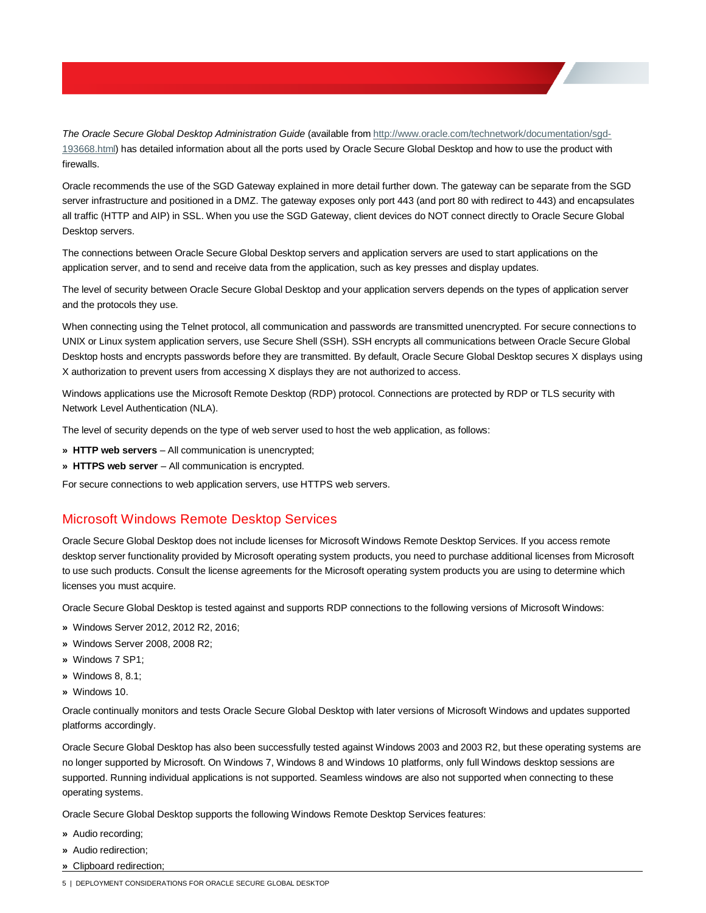*The Oracle Secure Global Desktop Administration Guide* (available from [http://www.oracle.com/technetwork/documentation/sgd-193668.html](http://www.oracle.com/technetwork/documentation/sgd-193668.html)) has detailed information about all the ports used by Oracle Secure Global Desktop and how to use the product with firewalls.

Oracle recommends the use of the SGD Gateway explained in more detail further down. The gateway can be separate from the SGD server infrastructure and positioned in a DMZ. The gateway exposes only port 443 (and port 80 with redirect to 443) and encapsulates all traffic (HTTP and AIP) in SSL. When you use the SGD Gateway, client devices do NOT connect directly to Oracle Secure Global Desktop servers.

The connections between Oracle Secure Global Desktop servers and application servers are used to start applications on the application server, and to send and receive data from the application, such as key presses and display updates.

The level of security between Oracle Secure Global Desktop and your application servers depends on the types of application server and the protocols they use.

When connecting using the Telnet protocol, all communication and passwords are transmitted unencrypted. For secure connections to UNIX or Linux system application servers, use Secure Shell (SSH). SSH encrypts all communications between Oracle Secure Global Desktop hosts and encrypts passwords before they are transmitted. By default, Oracle Secure Global Desktop secures X displays using X authorization to prevent users from accessing X displays they are not authorized to access.

Windows applications use the Microsoft Remote Desktop (RDP) protocol. Connections are protected by RDP or TLS security with Network Level Authentication (NLA).

The level of security depends on the type of web server used to host the web application, as follows:

- **HTTP web servers** – All communication is unencrypted;
- **HTTPS web server** – All communication is encrypted.

For secure connections to web application servers, use HTTPS web servers.

## Microsoft Windows Remote Desktop Services

Oracle Secure Global Desktop does not include licenses for Microsoft Windows Remote Desktop Services. If you access remote desktop server functionality provided by Microsoft operating system products, you need to purchase additional licenses from Microsoft to use such products. Consult the license agreements for the Microsoft operating system products you are using to determine which licenses you must acquire.

Oracle Secure Global Desktop is tested against and supports RDP connections to the following versions of Microsoft Windows:

- Windows Server 2012, 2012 R2, 2016;
- Windows Server 2008, 2008 R2;
- Windows 7 SP1;
- Windows 8, 8.1;
- Windows 10.

Oracle continually monitors and tests Oracle Secure Global Desktop with later versions of Microsoft Windows and updates supported platforms accordingly.

Oracle Secure Global Desktop has also been successfully tested against Windows 2003 and 2003 R2, but these operating systems are no longer supported by Microsoft. On Windows 7, Windows 8 and Windows 10 platforms, only full Windows desktop sessions are supported. Running individual applications is not supported. Seamless windows are also not supported when connecting to these operating systems.

Oracle Secure Global Desktop supports the following Windows Remote Desktop Services features:

- Audio recording;
- Audio redirection;
- Clipboard redirection;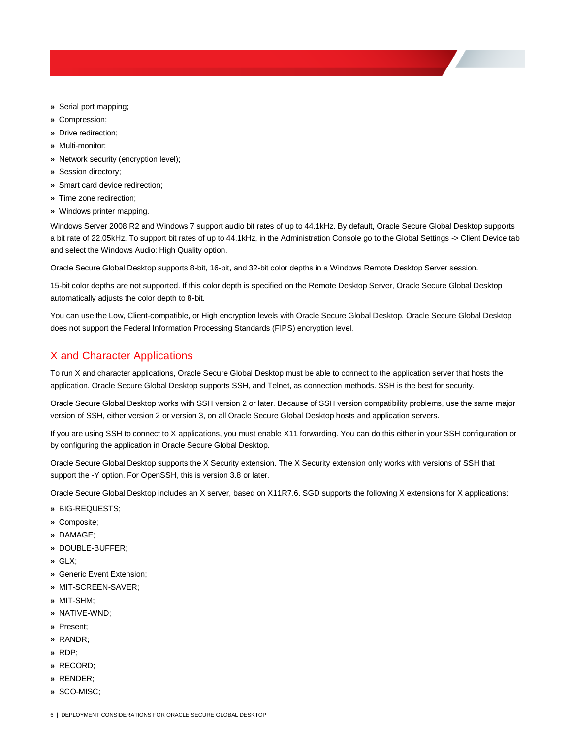- Serial port mapping;
- Compression;
- Drive redirection;
- Multi-monitor;
- Network security (encryption level);
- Session directory;
- Smart card device redirection;
- Time zone redirection;
- Windows printer mapping.

Windows Server 2008 R2 and Windows 7 support audio bit rates of up to 44.1kHz. By default, Oracle Secure Global Desktop supports a bit rate of 22.05kHz. To support bit rates of up to 44.1kHz, in the Administration Console go to the Global Settings -> Client Device tab and select the Windows Audio: High Quality option.

Oracle Secure Global Desktop supports 8-bit, 16-bit, and 32-bit color depths in a Windows Remote Desktop Server session.

15-bit color depths are not supported. If this color depth is specified on the Remote Desktop Server, Oracle Secure Global Desktop automatically adjusts the color depth to 8-bit.

You can use the Low, Client-compatible, or High encryption levels with Oracle Secure Global Desktop. Oracle Secure Global Desktop does not support the Federal Information Processing Standards (FIPS) encryption level.

## X and Character Applications

To run X and character applications, Oracle Secure Global Desktop must be able to connect to the application server that hosts the application. Oracle Secure Global Desktop supports SSH, and Telnet, as connection methods. SSH is the best for security.

Oracle Secure Global Desktop works with SSH version 2 or later. Because of SSH version compatibility problems, use the same major version of SSH, either version 2 or version 3, on all Oracle Secure Global Desktop hosts and application servers.

If you are using SSH to connect to X applications, you must enable X11 forwarding. You can do this either in your SSH configuration or by configuring the application in Oracle Secure Global Desktop.

Oracle Secure Global Desktop supports the X Security extension. The X Security extension only works with versions of SSH that support the -Y option. For OpenSSH, this is version 3.8 or later.

Oracle Secure Global Desktop includes an X server, based on X11R7.6. SGD supports the following X extensions for X applications:

- BIG-REQUESTS;
- Composite;
- DAMAGE;
- DOUBLE-BUFFER;
- GLX;
- Generic Event Extension;
- MIT-SCREEN-SAVER;
- MIT-SHM;
- NATIVE-WND;
- Present;
- RANDR;
- RDP;
- RECORD;
- RENDER;
- SCO-MISC;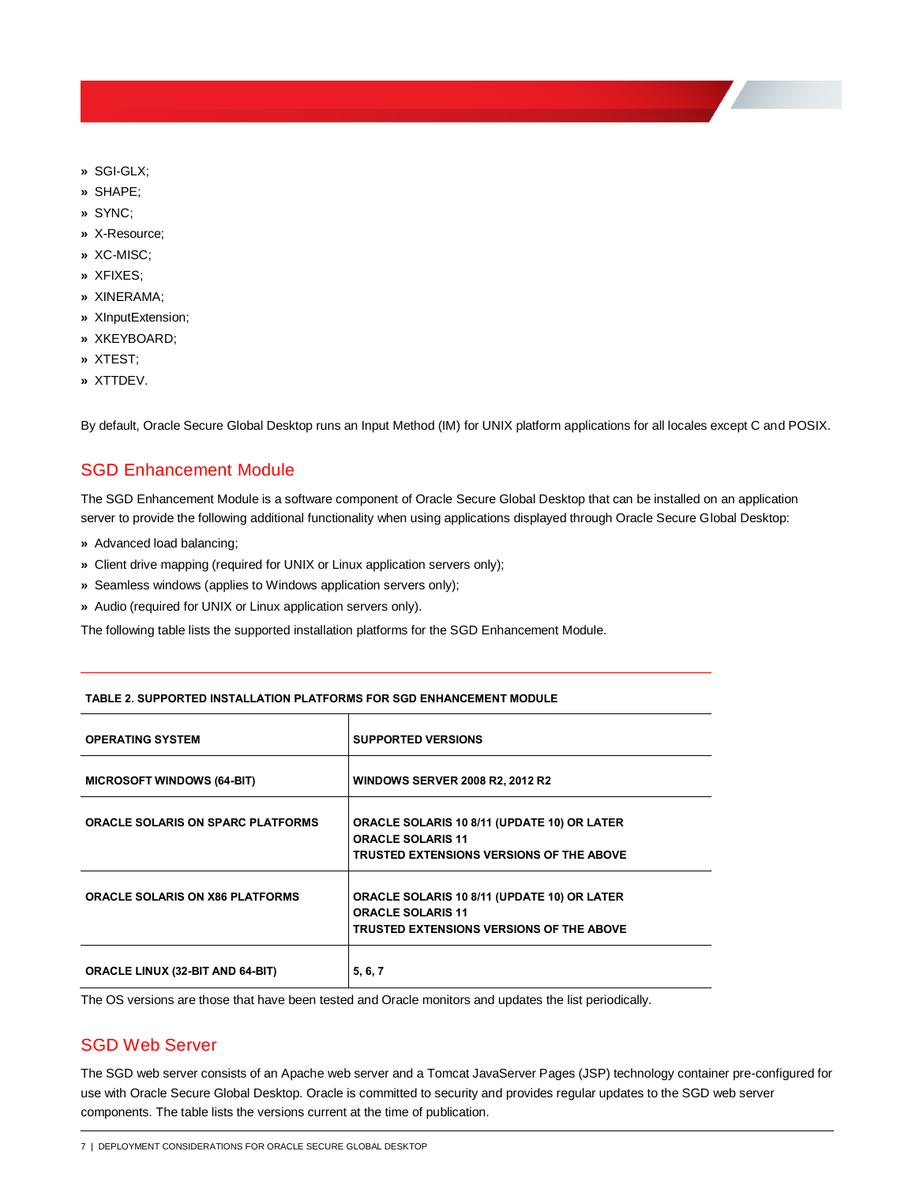- SGI-GLX;
- SHAPE;
- SYNC;
- X-Resource;
- XC-MISC;
- XFIXES;
- XINERAMA;
- XInputExtension;
- XKEYBOARD;
- XTEST;
- XTTDEV.

By default, Oracle Secure Global Desktop runs an Input Method (IM) for UNIX platform applications for all locales except C and POSIX.

## SGD Enhancement Module

The SGD Enhancement Module is a software component of Oracle Secure Global Desktop that can be installed on an application server to provide the following additional functionality when using applications displayed through Oracle Secure Global Desktop:

- Advanced load balancing;
- Client drive mapping (required for UNIX or Linux application servers only);
- Seamless windows (applies to Windows application servers only);
- Audio (required for UNIX or Linux application servers only).

The following table lists the supported installation platforms for the SGD Enhancement Module.

**TABLE 2. SUPPORTED INSTALLATION PLATFORMS FOR SGD ENHANCEMENT MODULE**

| OPERATING SYSTEM | SUPPORTED VERSIONS |
| --- | --- |
| MICROSOFT WINDOWS (64-BIT) | WINDOWS SERVER 2008 R2, 2012 R2 |
| ORACLE SOLARIS ON SPARC PLATFORMS | ORACLE SOLARIS 10 8/11 (UPDATE 10) OR LATER<br>ORACLE SOLARIS 11<br>TRUSTED EXTENSIONS VERSIONS OF THE ABOVE |
| ORACLE SOLARIS ON X86 PLATFORMS | ORACLE SOLARIS 10 8/11 (UPDATE 10) OR LATER<br>ORACLE SOLARIS 11<br>TRUSTED EXTENSIONS VERSIONS OF THE ABOVE |
| ORACLE LINUX (32-BIT AND 64-BIT) | 5, 6, 7 |

The OS versions are those that have been tested and Oracle monitors and updates the list periodically.

## SGD Web Server

The SGD web server consists of an Apache web server and a Tomcat JavaServer Pages (JSP) technology container pre-configured for use with Oracle Secure Global Desktop. Oracle is committed to security and provides regular updates to the SGD web server components. The table lists the versions current at the time of publication.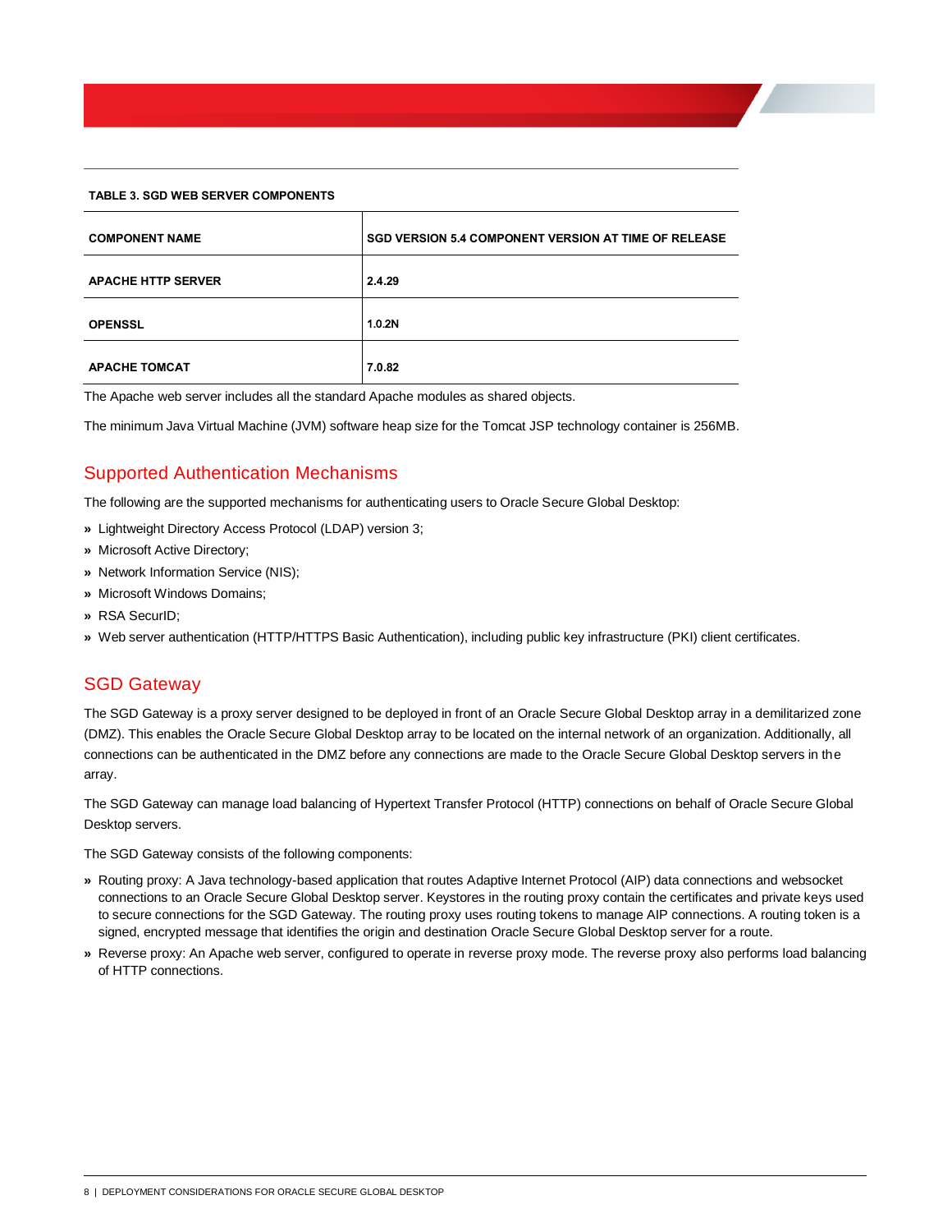**TABLE 3. SGD WEB SERVER COMPONENTS**

| COMPONENT NAME | SGD VERSION 5.4 COMPONENT VERSION AT TIME OF RELEASE |
|---|---|
| APACHE HTTP SERVER | 2.4.29 |
| OPENSSL | 1.0.2N |
| APACHE TOMCAT | 7.0.82 |

The Apache web server includes all the standard Apache modules as shared objects.

The minimum Java Virtual Machine (JVM) software heap size for the Tomcat JSP technology container is 256MB.

## Supported Authentication Mechanisms

The following are the supported mechanisms for authenticating users to Oracle Secure Global Desktop:

- Lightweight Directory Access Protocol (LDAP) version 3;
- Microsoft Active Directory;
- Network Information Service (NIS);
- Microsoft Windows Domains;
- RSA SecurID;
- Web server authentication (HTTP/HTTPS Basic Authentication), including public key infrastructure (PKI) client certificates.

## SGD Gateway

The SGD Gateway is a proxy server designed to be deployed in front of an Oracle Secure Global Desktop array in a demilitarized zone (DMZ). This enables the Oracle Secure Global Desktop array to be located on the internal network of an organization. Additionally, all connections can be authenticated in the DMZ before any connections are made to the Oracle Secure Global Desktop servers in the array.

The SGD Gateway can manage load balancing of Hypertext Transfer Protocol (HTTP) connections on behalf of Oracle Secure Global Desktop servers.

The SGD Gateway consists of the following components:

- Routing proxy: A Java technology-based application that routes Adaptive Internet Protocol (AIP) data connections and websocket connections to an Oracle Secure Global Desktop server. Keystores in the routing proxy contain the certificates and private keys used to secure connections for the SGD Gateway. The routing proxy uses routing tokens to manage AIP connections. A routing token is a signed, encrypted message that identifies the origin and destination Oracle Secure Global Desktop server for a route.
- Reverse proxy: An Apache web server, configured to operate in reverse proxy mode. The reverse proxy also performs load balancing of HTTP connections.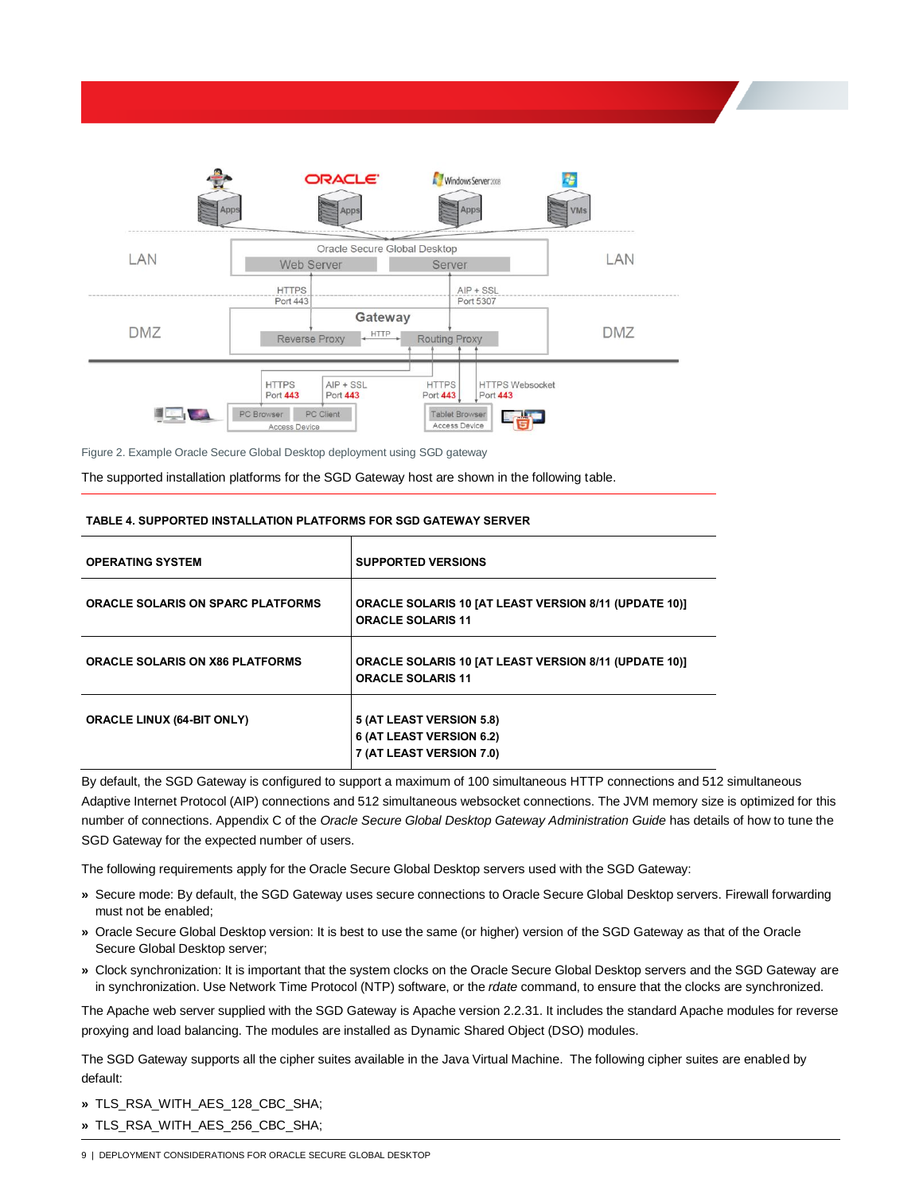Figure 2. Example Oracle Secure Global Desktop deployment using SGD gateway

The supported installation platforms for the SGD Gateway host are shown in the following table.

**TABLE 4. SUPPORTED INSTALLATION PLATFORMS FOR SGD GATEWAY SERVER**

| OPERATING SYSTEM | SUPPORTED VERSIONS |
| --- | --- |
| ORACLE SOLARIS ON SPARC PLATFORMS | ORACLE SOLARIS 10 [AT LEAST VERSION 8/11 (UPDATE 10)]<br>ORACLE SOLARIS 11 |
| ORACLE SOLARIS ON X86 PLATFORMS | ORACLE SOLARIS 10 [AT LEAST VERSION 8/11 (UPDATE 10)]<br>ORACLE SOLARIS 11 |
| ORACLE LINUX (64-BIT ONLY) | 5 (AT LEAST VERSION 5.8)<br>6 (AT LEAST VERSION 6.2)<br>7 (AT LEAST VERSION 7.0) |

By default, the SGD Gateway is configured to support a maximum of 100 simultaneous HTTP connections and 512 simultaneous Adaptive Internet Protocol (AIP) connections and 512 simultaneous websocket connections. The JVM memory size is optimized for this number of connections. Appendix C of the *Oracle Secure Global Desktop Gateway Administration Guide* has details of how to tune the SGD Gateway for the expected number of users.

The following requirements apply for the Oracle Secure Global Desktop servers used with the SGD Gateway:

- Secure mode: By default, the SGD Gateway uses secure connections to Oracle Secure Global Desktop servers. Firewall forwarding must not be enabled;
- Oracle Secure Global Desktop version: It is best to use the same (or higher) version of the SGD Gateway as that of the Oracle Secure Global Desktop server;
- Clock synchronization: It is important that the system clocks on the Oracle Secure Global Desktop servers and the SGD Gateway are in synchronization. Use Network Time Protocol (NTP) software, or the *rdate* command, to ensure that the clocks are synchronized.

The Apache web server supplied with the SGD Gateway is Apache version 2.2.31. It includes the standard Apache modules for reverse proxying and load balancing. The modules are installed as Dynamic Shared Object (DSO) modules.

The SGD Gateway supports all the cipher suites available in the Java Virtual Machine. The following cipher suites are enabled by default:

- TLS_RSA_WITH_AES_128_CBC_SHA;
- TLS_RSA_WITH_AES_256_CBC_SHA;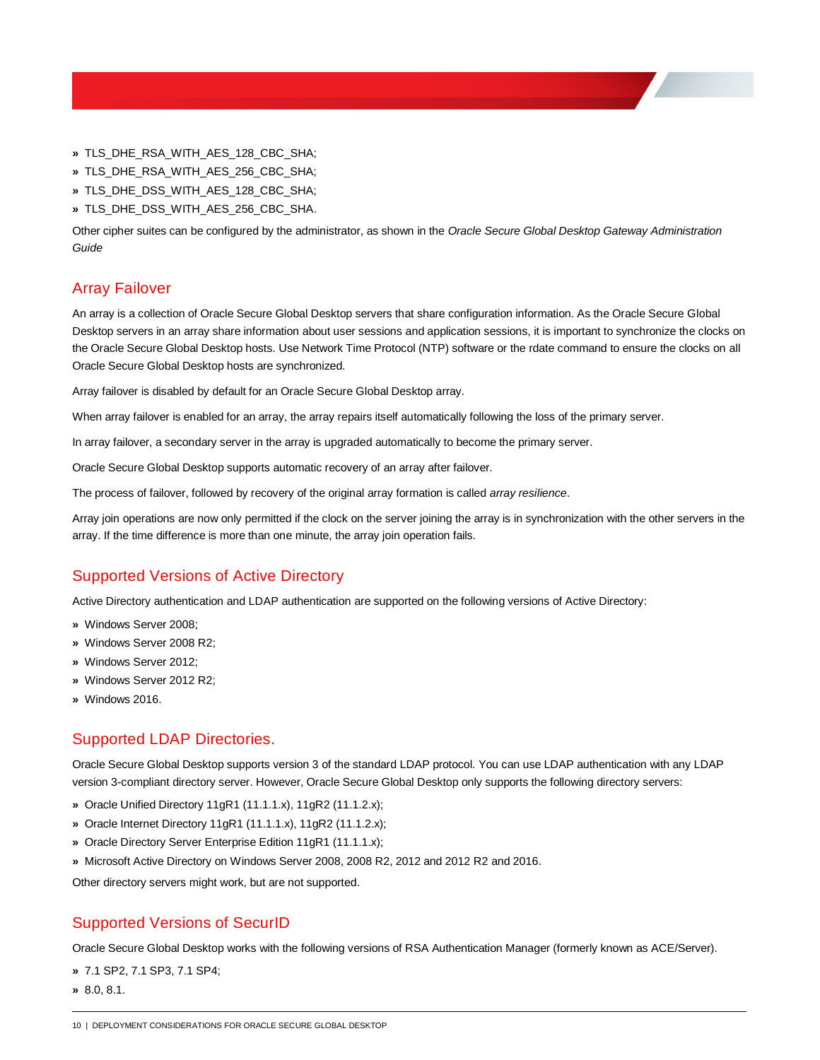- TLS_DHE_RSA_WITH_AES_128_CBC_SHA;
- TLS_DHE_RSA_WITH_AES_256_CBC_SHA;
- TLS_DHE_DSS_WITH_AES_128_CBC_SHA;
- TLS_DHE_DSS_WITH_AES_256_CBC_SHA.

Other cipher suites can be configured by the administrator, as shown in the *Oracle Secure Global Desktop Gateway Administration Guide*

## Array Failover

An array is a collection of Oracle Secure Global Desktop servers that share configuration information. As the Oracle Secure Global Desktop servers in an array share information about user sessions and application sessions, it is important to synchronize the clocks on the Oracle Secure Global Desktop hosts. Use Network Time Protocol (NTP) software or the rdate command to ensure the clocks on all Oracle Secure Global Desktop hosts are synchronized.

Array failover is disabled by default for an Oracle Secure Global Desktop array.

When array failover is enabled for an array, the array repairs itself automatically following the loss of the primary server.

In array failover, a secondary server in the array is upgraded automatically to become the primary server.

Oracle Secure Global Desktop supports automatic recovery of an array after failover.

The process of failover, followed by recovery of the original array formation is called *array resilience*.

Array join operations are now only permitted if the clock on the server joining the array is in synchronization with the other servers in the array. If the time difference is more than one minute, the array join operation fails.

## Supported Versions of Active Directory

Active Directory authentication and LDAP authentication are supported on the following versions of Active Directory:

- Windows Server 2008;
- Windows Server 2008 R2;
- Windows Server 2012;
- Windows Server 2012 R2;
- Windows 2016.

## Supported LDAP Directories.

Oracle Secure Global Desktop supports version 3 of the standard LDAP protocol. You can use LDAP authentication with any LDAP version 3-compliant directory server. However, Oracle Secure Global Desktop only supports the following directory servers:

- Oracle Unified Directory 11gR1 (11.1.1.x), 11gR2 (11.1.2.x);
- Oracle Internet Directory 11gR1 (11.1.1.x), 11gR2 (11.1.2.x);
- Oracle Directory Server Enterprise Edition 11gR1 (11.1.1.x);
- Microsoft Active Directory on Windows Server 2008, 2008 R2, 2012 and 2012 R2 and 2016.

Other directory servers might work, but are not supported.

## Supported Versions of SecurID

Oracle Secure Global Desktop works with the following versions of RSA Authentication Manager (formerly known as ACE/Server).

- 7.1 SP2, 7.1 SP3, 7.1 SP4;
- 8.0, 8.1.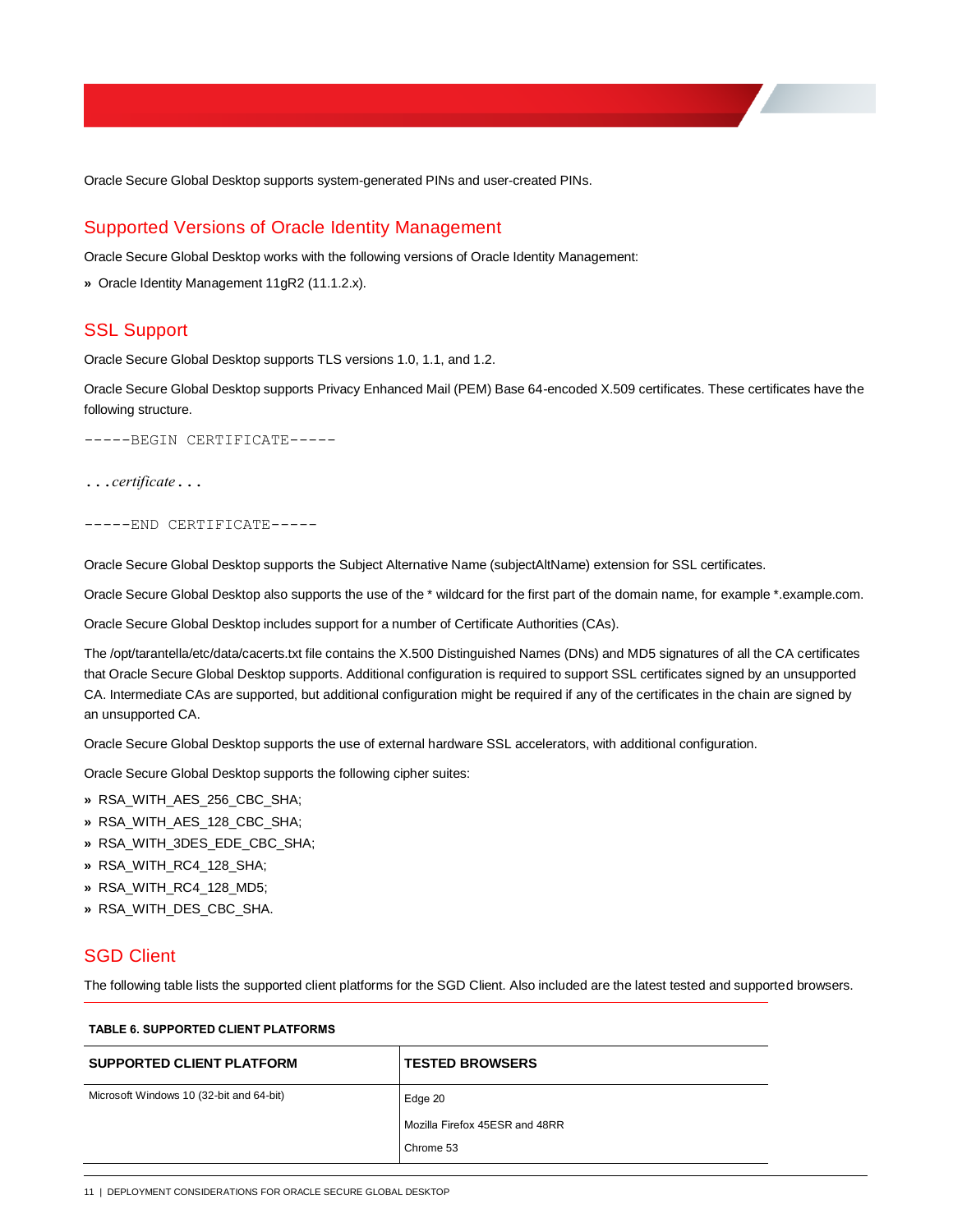Oracle Secure Global Desktop supports system-generated PINs and user-created PINs.

## Supported Versions of Oracle Identity Management

Oracle Secure Global Desktop works with the following versions of Oracle Identity Management:

- Oracle Identity Management 11gR2 (11.1.2.x).

## SSL Support

Oracle Secure Global Desktop supports TLS versions 1.0, 1.1, and 1.2.

Oracle Secure Global Desktop supports Privacy Enhanced Mail (PEM) Base 64-encoded X.509 certificates. These certificates have the following structure.

```
-----BEGIN CERTIFICATE-----

...certificate...

-----END CERTIFICATE-----
```

Oracle Secure Global Desktop supports the Subject Alternative Name (subjectAltName) extension for SSL certificates.

Oracle Secure Global Desktop also supports the use of the * wildcard for the first part of the domain name, for example *.example.com.

Oracle Secure Global Desktop includes support for a number of Certificate Authorities (CAs).

The /opt/tarantella/etc/data/cacerts.txt file contains the X.500 Distinguished Names (DNs) and MD5 signatures of all the CA certificates that Oracle Secure Global Desktop supports. Additional configuration is required to support SSL certificates signed by an unsupported CA. Intermediate CAs are supported, but additional configuration might be required if any of the certificates in the chain are signed by an unsupported CA.

Oracle Secure Global Desktop supports the use of external hardware SSL accelerators, with additional configuration.

Oracle Secure Global Desktop supports the following cipher suites:

- RSA_WITH_AES_256_CBC_SHA;
- RSA_WITH_AES_128_CBC_SHA;
- RSA_WITH_3DES_EDE_CBC_SHA;
- RSA_WITH_RC4_128_SHA;
- RSA_WITH_RC4_128_MD5;
- RSA_WITH_DES_CBC_SHA.

## SGD Client

The following table lists the supported client platforms for the SGD Client. Also included are the latest tested and supported browsers.

**TABLE 6. SUPPORTED CLIENT PLATFORMS**

| SUPPORTED CLIENT PLATFORM | TESTED BROWSERS |
| --- | --- |
| Microsoft Windows 10 (32-bit and 64-bit) | Edge 20<br>Mozilla Firefox 45ESR and 48RR<br>Chrome 53 |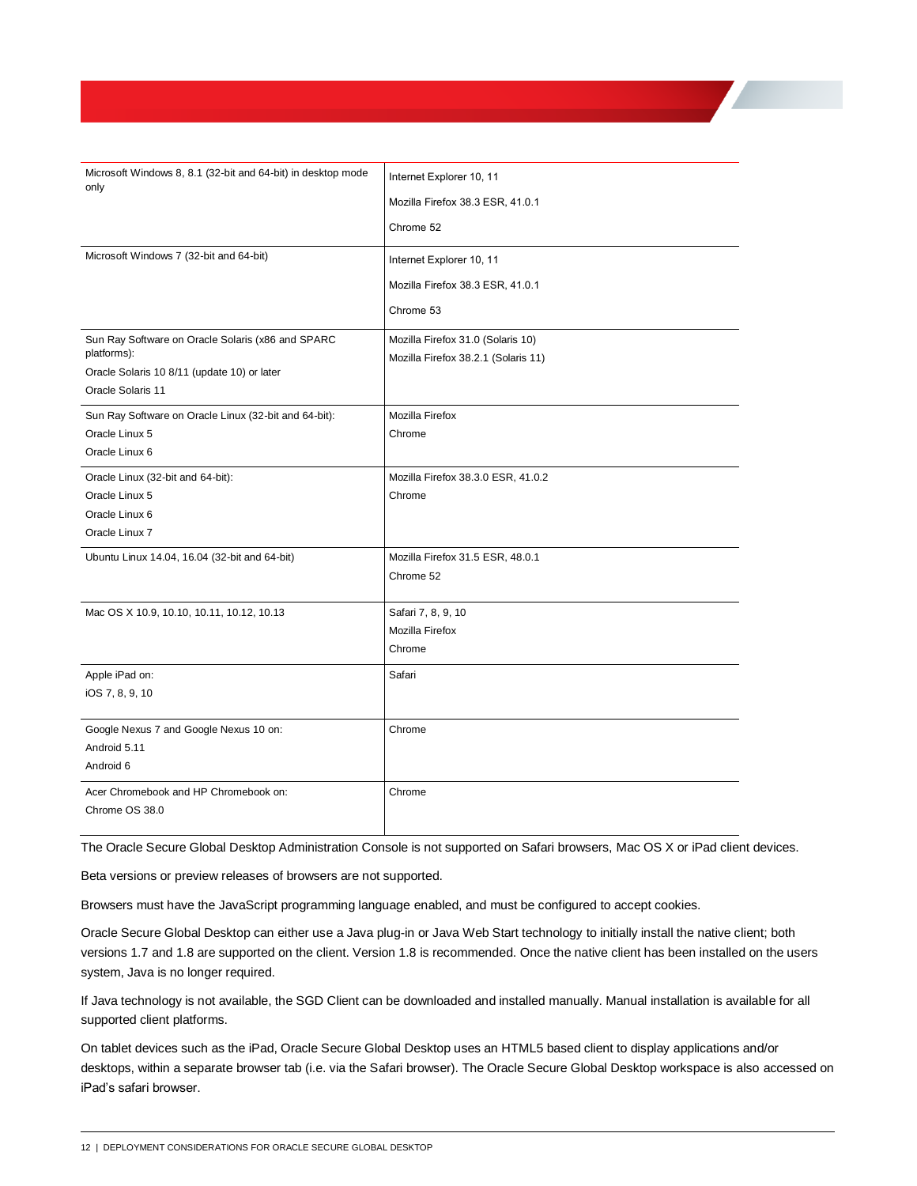| | |
|---|---|
| Microsoft Windows 8, 8.1 (32-bit and 64-bit) in desktop mode only | Internet Explorer 10, 11<br>Mozilla Firefox 38.3 ESR, 41.0.1<br>Chrome 52 |
| Microsoft Windows 7 (32-bit and 64-bit) | Internet Explorer 10, 11<br>Mozilla Firefox 38.3 ESR, 41.0.1<br>Chrome 53 |
| Sun Ray Software on Oracle Solaris (x86 and SPARC platforms):<br>Oracle Solaris 10 8/11 (update 10) or later<br>Oracle Solaris 11 | Mozilla Firefox 31.0 (Solaris 10)<br>Mozilla Firefox 38.2.1 (Solaris 11) |
| Sun Ray Software on Oracle Linux (32-bit and 64-bit):<br>Oracle Linux 5<br>Oracle Linux 6 | Mozilla Firefox<br>Chrome |
| Oracle Linux (32-bit and 64-bit):<br>Oracle Linux 5<br>Oracle Linux 6<br>Oracle Linux 7 | Mozilla Firefox 38.3.0 ESR, 41.0.2<br>Chrome |
| Ubuntu Linux 14.04, 16.04 (32-bit and 64-bit) | Mozilla Firefox 31.5 ESR, 48.0.1<br>Chrome 52 |
| Mac OS X 10.9, 10.10, 10.11, 10.12, 10.13 | Safari 7, 8, 9, 10<br>Mozilla Firefox<br>Chrome |
| Apple iPad on:<br>iOS 7, 8, 9, 10 | Safari |
| Google Nexus 7 and Google Nexus 10 on:<br>Android 5.11<br>Android 6 | Chrome |
| Acer Chromebook and HP Chromebook on:<br>Chrome OS 38.0 | Chrome |

The Oracle Secure Global Desktop Administration Console is not supported on Safari browsers, Mac OS X or iPad client devices.

Beta versions or preview releases of browsers are not supported.

Browsers must have the JavaScript programming language enabled, and must be configured to accept cookies.

Oracle Secure Global Desktop can either use a Java plug-in or Java Web Start technology to initially install the native client; both versions 1.7 and 1.8 are supported on the client. Version 1.8 is recommended. Once the native client has been installed on the users system, Java is no longer required.

If Java technology is not available, the SGD Client can be downloaded and installed manually. Manual installation is available for all supported client platforms.

On tablet devices such as the iPad, Oracle Secure Global Desktop uses an HTML5 based client to display applications and/or desktops, within a separate browser tab (i.e. via the Safari browser). The Oracle Secure Global Desktop workspace is also accessed on iPad's safari browser.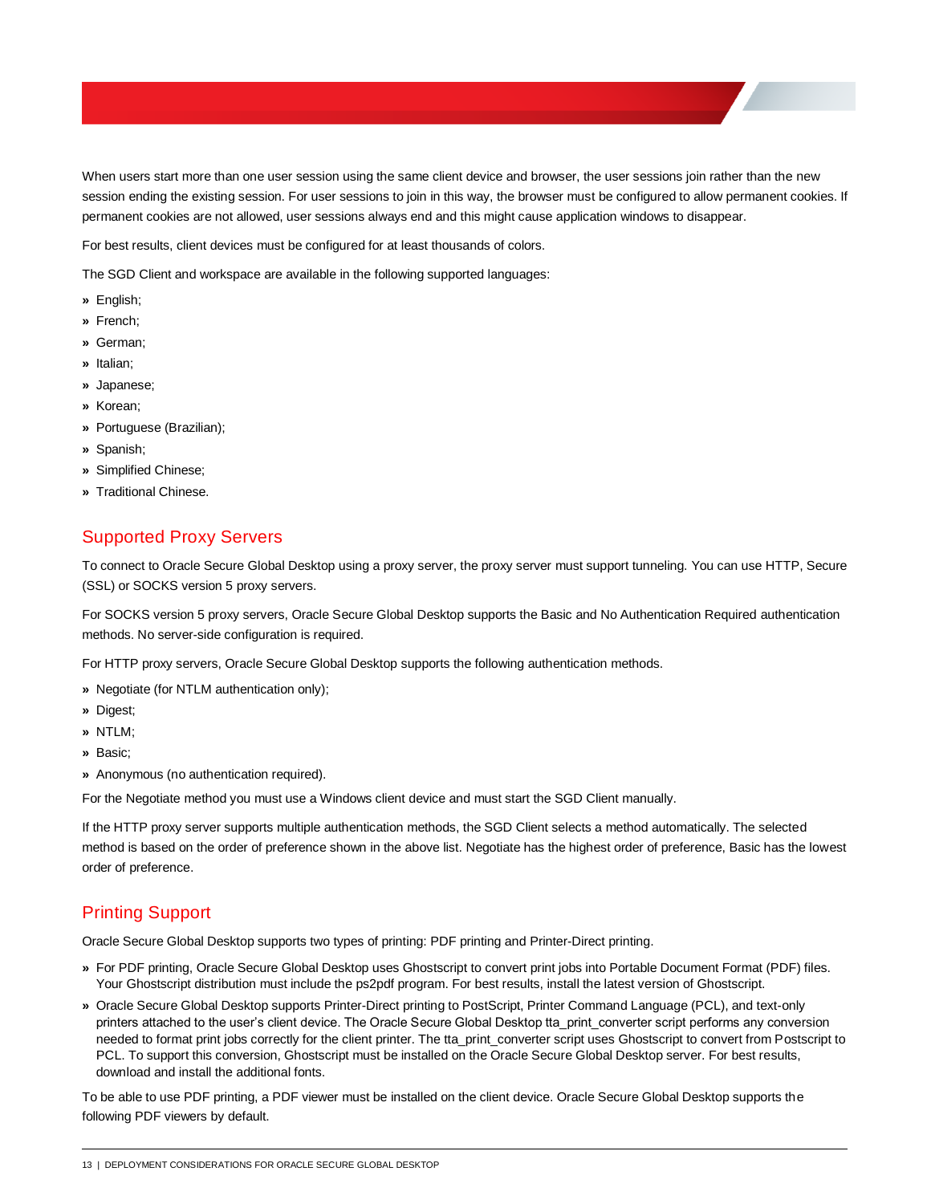When users start more than one user session using the same client device and browser, the user sessions join rather than the new session ending the existing session. For user sessions to join in this way, the browser must be configured to allow permanent cookies. If permanent cookies are not allowed, user sessions always end and this might cause application windows to disappear.

For best results, client devices must be configured for at least thousands of colors.

The SGD Client and workspace are available in the following supported languages:

- English;
- French;
- German;
- Italian;
- Japanese;
- Korean;
- Portuguese (Brazilian);
- Spanish;
- Simplified Chinese;
- Traditional Chinese.

## Supported Proxy Servers

To connect to Oracle Secure Global Desktop using a proxy server, the proxy server must support tunneling. You can use HTTP, Secure (SSL) or SOCKS version 5 proxy servers.

For SOCKS version 5 proxy servers, Oracle Secure Global Desktop supports the Basic and No Authentication Required authentication methods. No server-side configuration is required.

For HTTP proxy servers, Oracle Secure Global Desktop supports the following authentication methods.

- Negotiate (for NTLM authentication only);
- Digest;
- NTLM;
- Basic;
- Anonymous (no authentication required).

For the Negotiate method you must use a Windows client device and must start the SGD Client manually.

If the HTTP proxy server supports multiple authentication methods, the SGD Client selects a method automatically. The selected method is based on the order of preference shown in the above list. Negotiate has the highest order of preference, Basic has the lowest order of preference.

## Printing Support

Oracle Secure Global Desktop supports two types of printing: PDF printing and Printer-Direct printing.

- For PDF printing, Oracle Secure Global Desktop uses Ghostscript to convert print jobs into Portable Document Format (PDF) files. Your Ghostscript distribution must include the ps2pdf program. For best results, install the latest version of Ghostscript.
- Oracle Secure Global Desktop supports Printer-Direct printing to PostScript, Printer Command Language (PCL), and text-only printers attached to the user's client device. The Oracle Secure Global Desktop tta_print_converter script performs any conversion needed to format print jobs correctly for the client printer. The tta_print_converter script uses Ghostscript to convert from Postscript to PCL. To support this conversion, Ghostscript must be installed on the Oracle Secure Global Desktop server. For best results, download and install the additional fonts.

To be able to use PDF printing, a PDF viewer must be installed on the client device. Oracle Secure Global Desktop supports the following PDF viewers by default.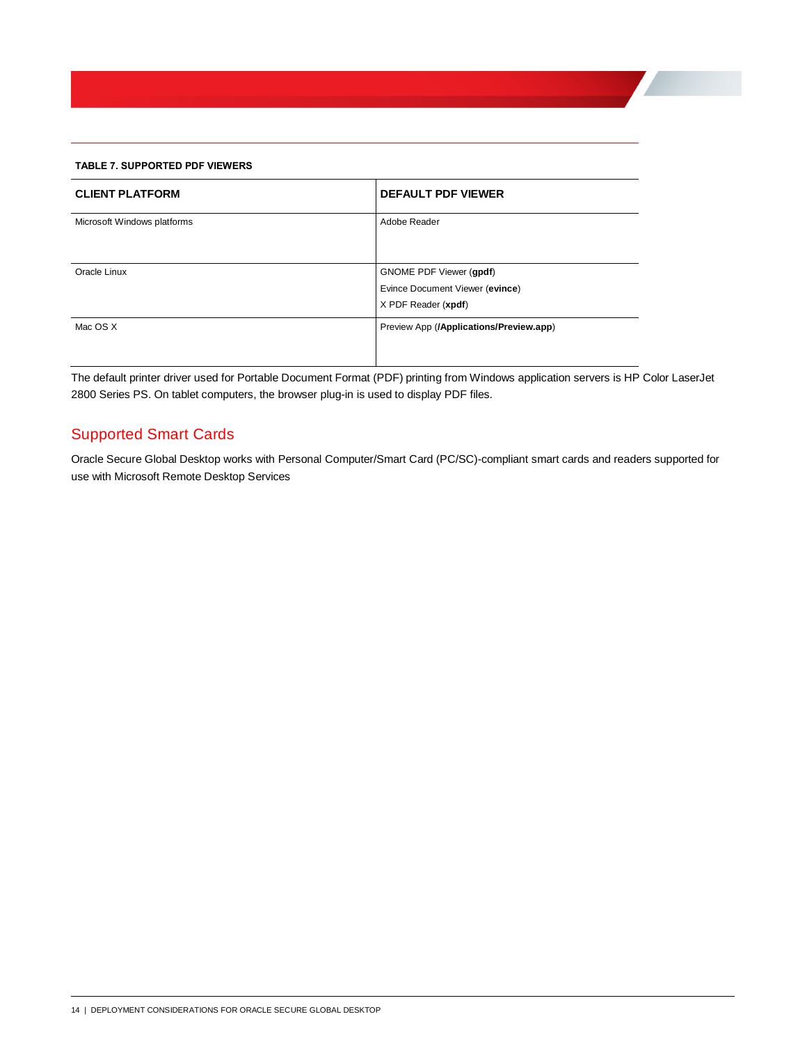**TABLE 7. SUPPORTED PDF VIEWERS**

| CLIENT PLATFORM | DEFAULT PDF VIEWER |
|---|---|
| Microsoft Windows platforms | Adobe Reader |
| Oracle Linux | GNOME PDF Viewer (**gpdf**)<br>Evince Document Viewer (**evince**)<br>X PDF Reader (**xpdf**) |
| Mac OS X | Preview App (**/Applications/Preview.app**) |

The default printer driver used for Portable Document Format (PDF) printing from Windows application servers is HP Color LaserJet 2800 Series PS. On tablet computers, the browser plug-in is used to display PDF files.

## Supported Smart Cards

Oracle Secure Global Desktop works with Personal Computer/Smart Card (PC/SC)-compliant smart cards and readers supported for use with Microsoft Remote Desktop Services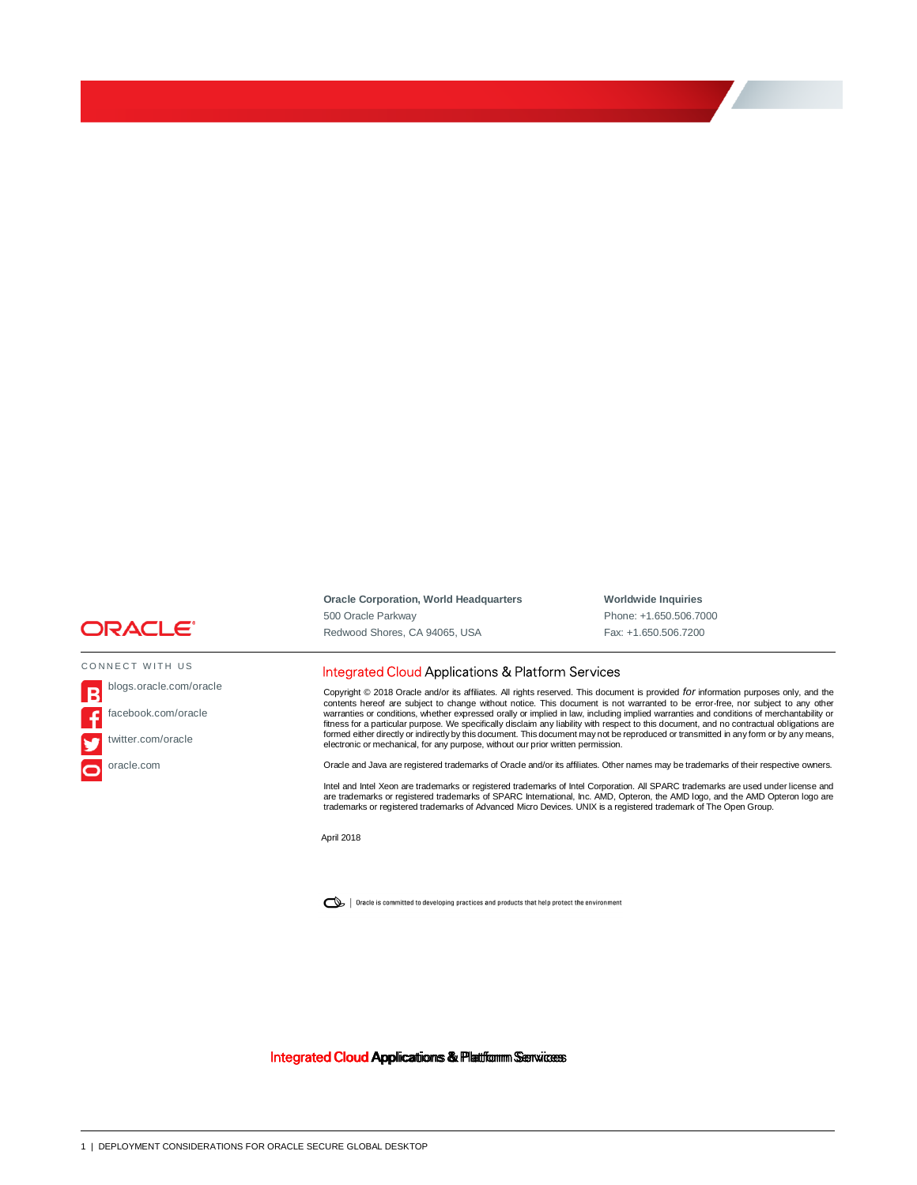ORACLE

**Oracle Corporation, World Headquarters**
500 Oracle Parkway
Redwood Shores, CA 94065, USA

**Worldwide Inquiries**
Phone: +1.650.506.7000
Fax: +1.650.506.7200

CONNECT WITH US

- blogs.oracle.com/oracle
- facebook.com/oracle
- twitter.com/oracle
- oracle.com

Integrated Cloud Applications & Platform Services

Copyright © 2018 Oracle and/or its affiliates. All rights reserved. This document is provided *for* information purposes only, and the contents hereof are subject to change without notice. This document is not warranted to be error-free, nor subject to any other warranties or conditions, whether expressed orally or implied in law, including implied warranties and conditions of merchantability or fitness for a particular purpose. We specifically disclaim any liability with respect to this document, and no contractual obligations are formed either directly or indirectly by this document. This document may not be reproduced or transmitted in any form or by any means, electronic or mechanical, for any purpose, without our prior written permission.

Oracle and Java are registered trademarks of Oracle and/or its affiliates. Other names may be trademarks of their respective owners.

Intel and Intel Xeon are trademarks or registered trademarks of Intel Corporation. All SPARC trademarks are used under license and are trademarks or registered trademarks of SPARC International, Inc. AMD, Opteron, the AMD logo, and the AMD Opteron logo are trademarks or registered trademarks of Advanced Micro Devices. UNIX is a registered trademark of The Open Group.

April 2018

Oracle is committed to developing practices and products that help protect the environment

Integrated Cloud Applications & Platform Services